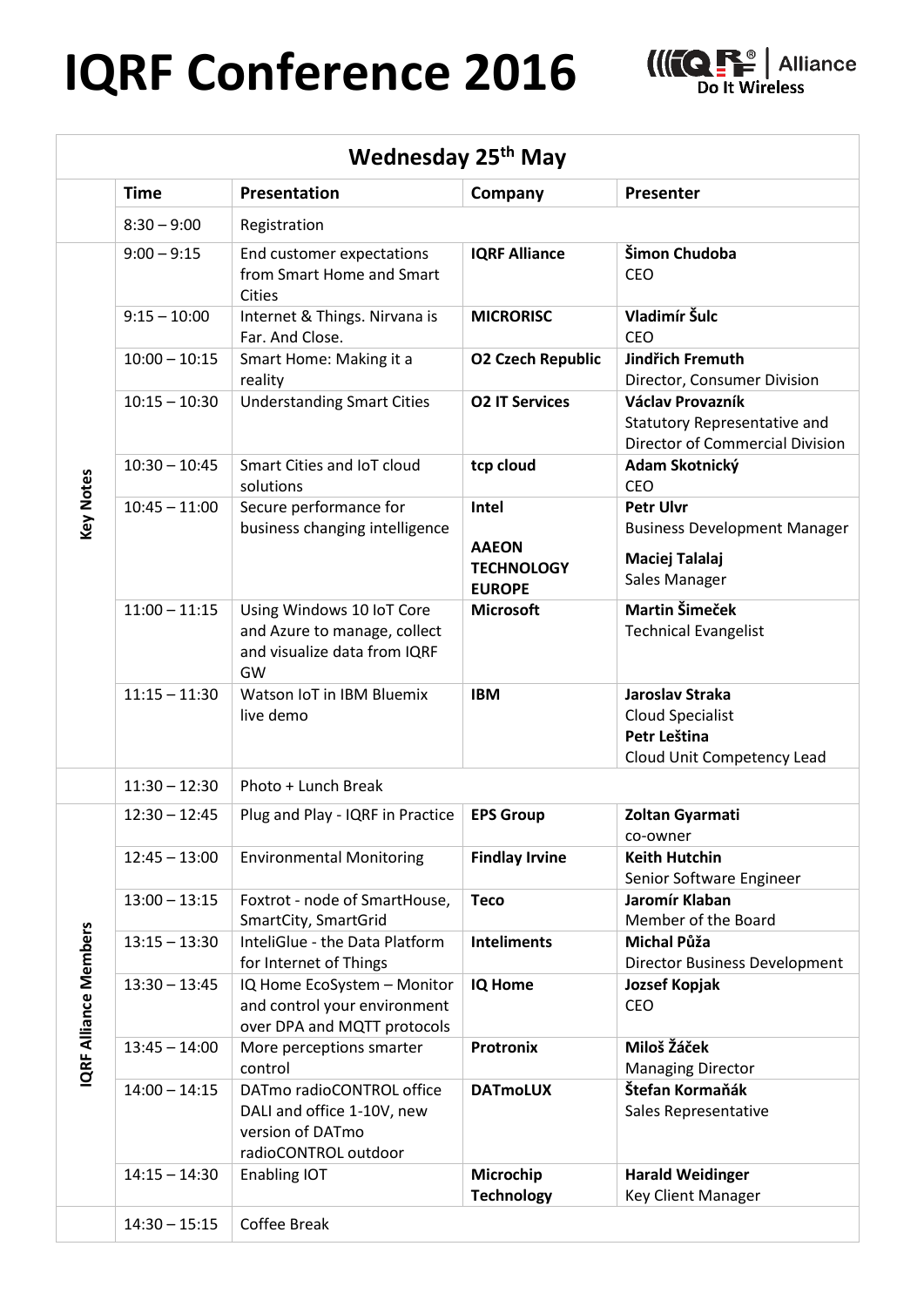# IQRF Conference 2016

Alliance
Do It Wireless

| | Time | Presentation | Company | Presenter |
|---|---|---|---|---|
| **Wednesday 25th May** | | | | |
| | 8:30 – 9:00 | Registration | | |
| Key Notes | 9:00 – 9:15 | End customer expectations from Smart Home and Smart Cities | **IQRF Alliance** | **Šimon Chudoba** CEO |
| Key Notes | 9:15 – 10:00 | Internet & Things. Nirvana is Far. And Close. | **MICRORISC** | **Vladimír Šulc** CEO |
| Key Notes | 10:00 – 10:15 | Smart Home: Making it a reality | **O2 Czech Republic** | **Jindřich Fremuth** Director, Consumer Division |
| Key Notes | 10:15 – 10:30 | Understanding Smart Cities | **O2 IT Services** | **Václav Provazník** Statutory Representative and Director of Commercial Division |
| Key Notes | 10:30 – 10:45 | Smart Cities and IoT cloud solutions | **tcp cloud** | **Adam Skotnický** CEO |
| Key Notes | 10:45 – 11:00 | Secure performance for business changing intelligence | **Intel** **AAEON TECHNOLOGY EUROPE** | **Petr Ulvr** Business Development Manager **Maciej Talalaj** Sales Manager |
| Key Notes | 11:00 – 11:15 | Using Windows 10 IoT Core and Azure to manage, collect and visualize data from IQRF GW | **Microsoft** | **Martin Šimeček** Technical Evangelist |
| Key Notes | 11:15 – 11:30 | Watson IoT in IBM Bluemix live demo | **IBM** | **Jaroslav Straka** Cloud Specialist **Petr Leština** Cloud Unit Competency Lead |
| | 11:30 – 12:30 | Photo + Lunch Break | | |
| IQRF Alliance Members | 12:30 – 12:45 | Plug and Play - IQRF in Practice | **EPS Group** | **Zoltan Gyarmati** co-owner |
| IQRF Alliance Members | 12:45 – 13:00 | Environmental Monitoring | **Findlay Irvine** | **Keith Hutchin** Senior Software Engineer |
| IQRF Alliance Members | 13:00 – 13:15 | Foxtrot - node of SmartHouse, SmartCity, SmartGrid | **Teco** | **Jaromír Klaban** Member of the Board |
| IQRF Alliance Members | 13:15 – 13:30 | InteliGlue - the Data Platform for Internet of Things | **Inteliments** | **Michal Půža** Director Business Development |
| IQRF Alliance Members | 13:30 – 13:45 | IQ Home EcoSystem – Monitor and control your environment over DPA and MQTT protocols | **IQ Home** | **Jozsef Kopjak** CEO |
| IQRF Alliance Members | 13:45 – 14:00 | More perceptions smarter control | **Protronix** | **Miloš Žáček** Managing Director |
| IQRF Alliance Members | 14:00 – 14:15 | DATmo radioCONTROL office DALI and office 1-10V, new version of DATmo radioCONTROL outdoor | **DATmoLUX** | **Štefan Kormaňák** Sales Representative |
| IQRF Alliance Members | 14:15 – 14:30 | Enabling IOT | **Microchip Technology** | **Harald Weidinger** Key Client Manager |
| | 14:30 – 15:15 | Coffee Break | | |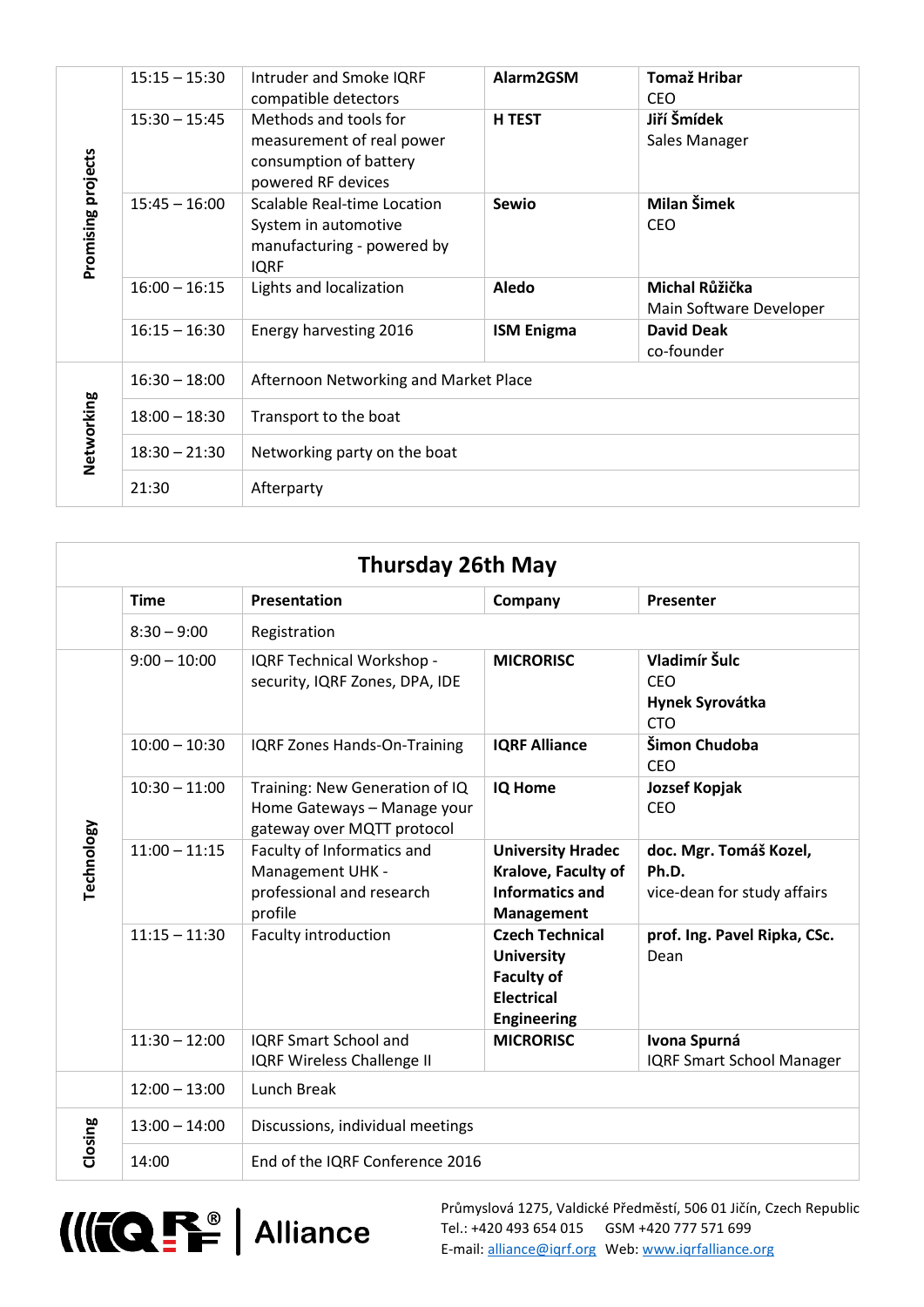| | | | | |
|---|---|---|---|---|
| Promising projects | 15:15 – 15:30 | Intruder and Smoke IQRF compatible detectors | **Alarm2GSM** | **Tomaž Hribar** CEO |
| | 15:30 – 15:45 | Methods and tools for measurement of real power consumption of battery powered RF devices | **H TEST** | **Jiří Šmídek** Sales Manager |
| | 15:45 – 16:00 | Scalable Real-time Location System in automotive manufacturing - powered by IQRF | **Sewio** | **Milan Šimek** CEO |
| | 16:00 – 16:15 | Lights and localization | **Aledo** | **Michal Růžička** Main Software Developer |
| | 16:15 – 16:30 | Energy harvesting 2016 | **ISM Enigma** | **David Deak** co-founder |
| Networking | 16:30 – 18:00 | Afternoon Networking and Market Place | | |
| | 18:00 – 18:30 | Transport to the boat | | |
| | 18:30 – 21:30 | Networking party on the boat | | |
| | 21:30 | Afterparty | | |

## Thursday 26th May

| | Time | Presentation | Company | Presenter |
|---|---|---|---|---|
| | 8:30 – 9:00 | Registration | | |
| Technology | 9:00 – 10:00 | IQRF Technical Workshop - security, IQRF Zones, DPA, IDE | **MICRORISC** | **Vladimír Šulc** CEO **Hynek Syrovátka** CTO |
| | 10:00 – 10:30 | IQRF Zones Hands-On-Training | **IQRF Alliance** | **Šimon Chudoba** CEO |
| | 10:30 – 11:00 | Training: New Generation of IQ Home Gateways – Manage your gateway over MQTT protocol | **IQ Home** | **Jozsef Kopjak** CEO |
| | 11:00 – 11:15 | Faculty of Informatics and Management UHK - professional and research profile | **University Hradec Kralove, Faculty of Informatics and Management** | **doc. Mgr. Tomáš Kozel, Ph.D.** vice-dean for study affairs |
| | 11:15 – 11:30 | Faculty introduction | **Czech Technical University Faculty of Electrical Engineering** | **prof. Ing. Pavel Ripka, CSc.** Dean |
| | 11:30 – 12:00 | IQRF Smart School and IQRF Wireless Challenge II | **MICRORISC** | **Ivona Spurná** IQRF Smart School Manager |
| | 12:00 – 13:00 | Lunch Break | | |
| Closing | 13:00 – 14:00 | Discussions, individual meetings | | |
| | 14:00 | End of the IQRF Conference 2016 | | |

IQRF® | Alliance

Průmyslová 1275, Valdické Předměstí, 506 01 Jičín, Czech Republic
Tel.: +420 493 654 015 GSM +420 777 571 699
E-mail: alliance@iqrf.org Web: www.iqrfalliance.org